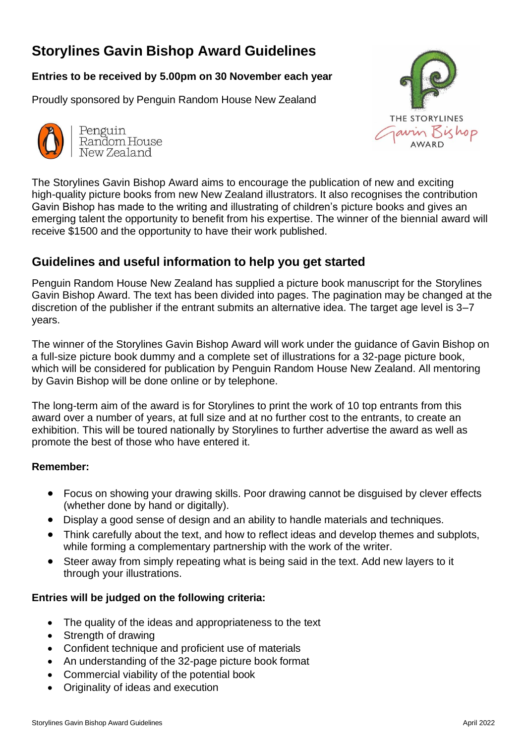# Storylines Gavin Bishop Award Guidelines

**Entries to be received by 5.00pm on 30 November each year**

Proudly sponsored by Penguin Random House New Zealand

The Storylines Gavin Bishop Award aims to encourage the publication of new and exciting high-quality picture books from new New Zealand illustrators. It also recognises the contribution Gavin Bishop has made to the writing and illustrating of children's picture books and gives an emerging talent the opportunity to benefit from his expertise. The winner of the biennial award will receive $1500 and the opportunity to have their work published.

## Guidelines and useful information to help you get started

Penguin Random House New Zealand has supplied a picture book manuscript for the Storylines Gavin Bishop Award. The text has been divided into pages. The pagination may be changed at the discretion of the publisher if the entrant submits an alternative idea. The target age level is 3–7 years.

The winner of the Storylines Gavin Bishop Award will work under the guidance of Gavin Bishop on a full-size picture book dummy and a complete set of illustrations for a 32-page picture book, which will be considered for publication by Penguin Random House New Zealand. All mentoring by Gavin Bishop will be done online or by telephone.

The long-term aim of the award is for Storylines to print the work of 10 top entrants from this award over a number of years, at full size and at no further cost to the entrants, to create an exhibition. This will be toured nationally by Storylines to further advertise the award as well as promote the best of those who have entered it.

**Remember:**

- Focus on showing your drawing skills. Poor drawing cannot be disguised by clever effects (whether done by hand or digitally).
- Display a good sense of design and an ability to handle materials and techniques.
- Think carefully about the text, and how to reflect ideas and develop themes and subplots, while forming a complementary partnership with the work of the writer.
- Steer away from simply repeating what is being said in the text. Add new layers to it through your illustrations.

**Entries will be judged on the following criteria:**

- The quality of the ideas and appropriateness to the text
- Strength of drawing
- Confident technique and proficient use of materials
- An understanding of the 32-page picture book format
- Commercial viability of the potential book
- Originality of ideas and execution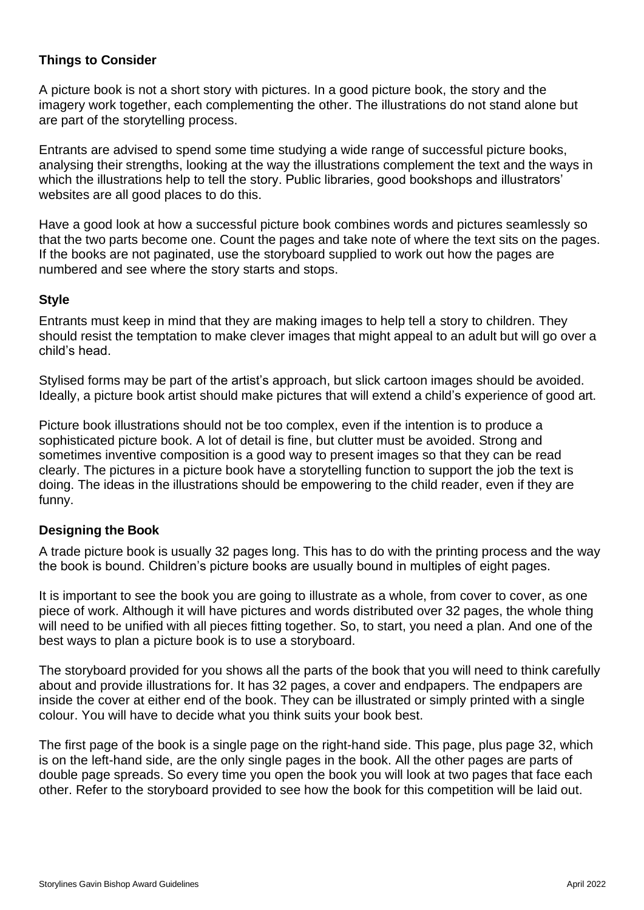### Things to Consider

A picture book is not a short story with pictures. In a good picture book, the story and the imagery work together, each complementing the other. The illustrations do not stand alone but are part of the storytelling process.

Entrants are advised to spend some time studying a wide range of successful picture books, analysing their strengths, looking at the way the illustrations complement the text and the ways in which the illustrations help to tell the story. Public libraries, good bookshops and illustrators' websites are all good places to do this.

Have a good look at how a successful picture book combines words and pictures seamlessly so that the two parts become one. Count the pages and take note of where the text sits on the pages. If the books are not paginated, use the storyboard supplied to work out how the pages are numbered and see where the story starts and stops.

### Style

Entrants must keep in mind that they are making images to help tell a story to children. They should resist the temptation to make clever images that might appeal to an adult but will go over a child's head.

Stylised forms may be part of the artist's approach, but slick cartoon images should be avoided. Ideally, a picture book artist should make pictures that will extend a child's experience of good art.

Picture book illustrations should not be too complex, even if the intention is to produce a sophisticated picture book. A lot of detail is fine, but clutter must be avoided. Strong and sometimes inventive composition is a good way to present images so that they can be read clearly. The pictures in a picture book have a storytelling function to support the job the text is doing. The ideas in the illustrations should be empowering to the child reader, even if they are funny.

### Designing the Book

A trade picture book is usually 32 pages long. This has to do with the printing process and the way the book is bound. Children's picture books are usually bound in multiples of eight pages.

It is important to see the book you are going to illustrate as a whole, from cover to cover, as one piece of work. Although it will have pictures and words distributed over 32 pages, the whole thing will need to be unified with all pieces fitting together. So, to start, you need a plan. And one of the best ways to plan a picture book is to use a storyboard.

The storyboard provided for you shows all the parts of the book that you will need to think carefully about and provide illustrations for. It has 32 pages, a cover and endpapers. The endpapers are inside the cover at either end of the book. They can be illustrated or simply printed with a single colour. You will have to decide what you think suits your book best.

The first page of the book is a single page on the right-hand side. This page, plus page 32, which is on the left-hand side, are the only single pages in the book. All the other pages are parts of double page spreads. So every time you open the book you will look at two pages that face each other. Refer to the storyboard provided to see how the book for this competition will be laid out.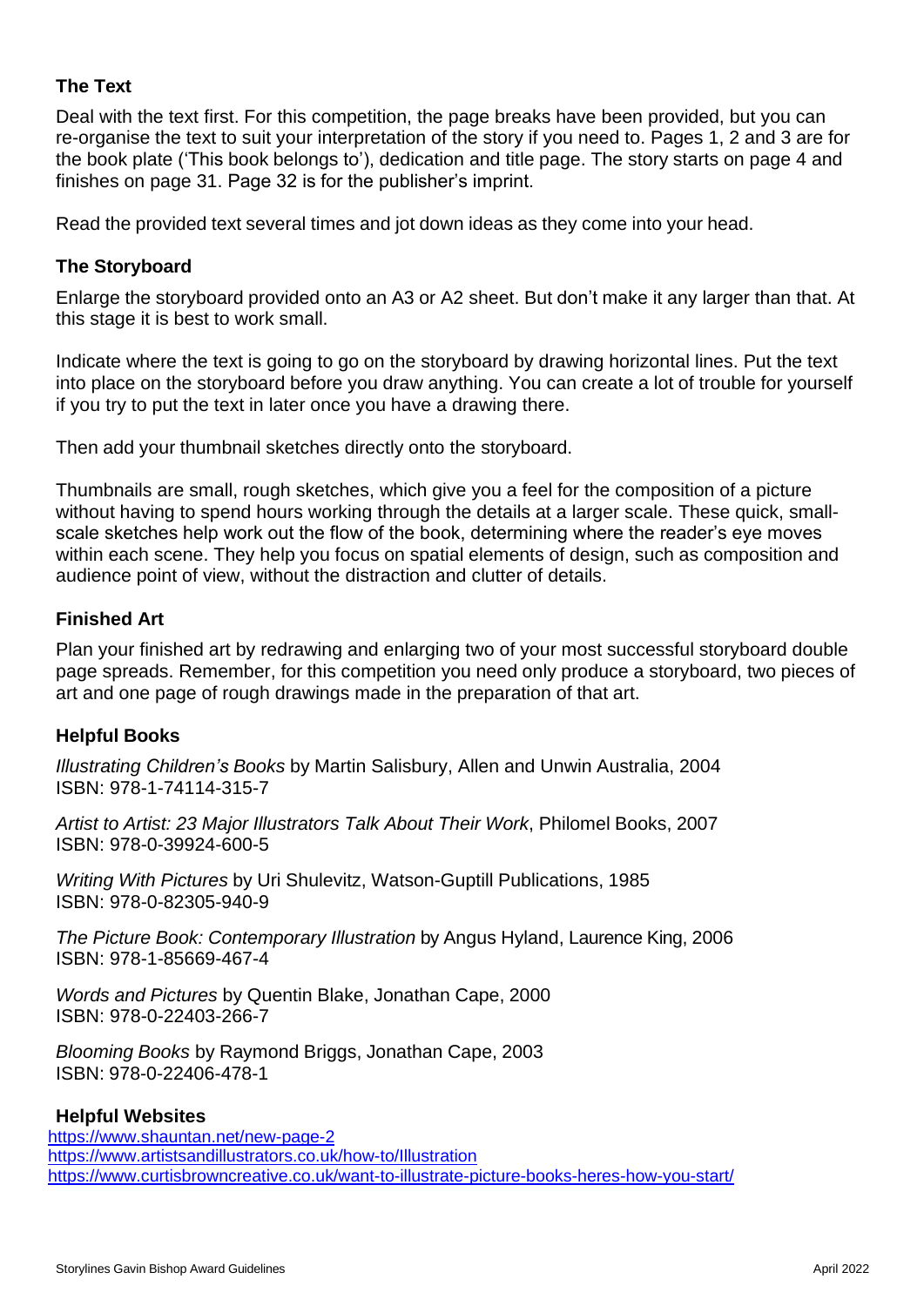### The Text

Deal with the text first. For this competition, the page breaks have been provided, but you can re-organise the text to suit your interpretation of the story if you need to. Pages 1, 2 and 3 are for the book plate ('This book belongs to'), dedication and title page. The story starts on page 4 and finishes on page 31. Page 32 is for the publisher's imprint.

Read the provided text several times and jot down ideas as they come into your head.

### The Storyboard

Enlarge the storyboard provided onto an A3 or A2 sheet. But don't make it any larger than that. At this stage it is best to work small.

Indicate where the text is going to go on the storyboard by drawing horizontal lines. Put the text into place on the storyboard before you draw anything. You can create a lot of trouble for yourself if you try to put the text in later once you have a drawing there.

Then add your thumbnail sketches directly onto the storyboard.

Thumbnails are small, rough sketches, which give you a feel for the composition of a picture without having to spend hours working through the details at a larger scale. These quick, small-scale sketches help work out the flow of the book, determining where the reader's eye moves within each scene. They help you focus on spatial elements of design, such as composition and audience point of view, without the distraction and clutter of details.

### Finished Art

Plan your finished art by redrawing and enlarging two of your most successful storyboard double page spreads. Remember, for this competition you need only produce a storyboard, two pieces of art and one page of rough drawings made in the preparation of that art.

### Helpful Books

*Illustrating Children's Books* by Martin Salisbury, Allen and Unwin Australia, 2004
ISBN: 978-1-74114-315-7

*Artist to Artist: 23 Major Illustrators Talk About Their Work*, Philomel Books, 2007
ISBN: 978-0-39924-600-5

*Writing With Pictures* by Uri Shulevitz, Watson-Guptill Publications, 1985
ISBN: 978-0-82305-940-9

*The Picture Book: Contemporary Illustration* by Angus Hyland, Laurence King, 2006
ISBN: 978-1-85669-467-4

*Words and Pictures* by Quentin Blake, Jonathan Cape, 2000
ISBN: 978-0-22403-266-7

*Blooming Books* by Raymond Briggs, Jonathan Cape, 2003
ISBN: 978-0-22406-478-1

### Helpful Websites

https://www.shauntan.net/new-page-2
https://www.artistsandillustrators.co.uk/how-to/Illustration
https://www.curtisbrowncreative.co.uk/want-to-illustrate-picture-books-heres-how-you-start/